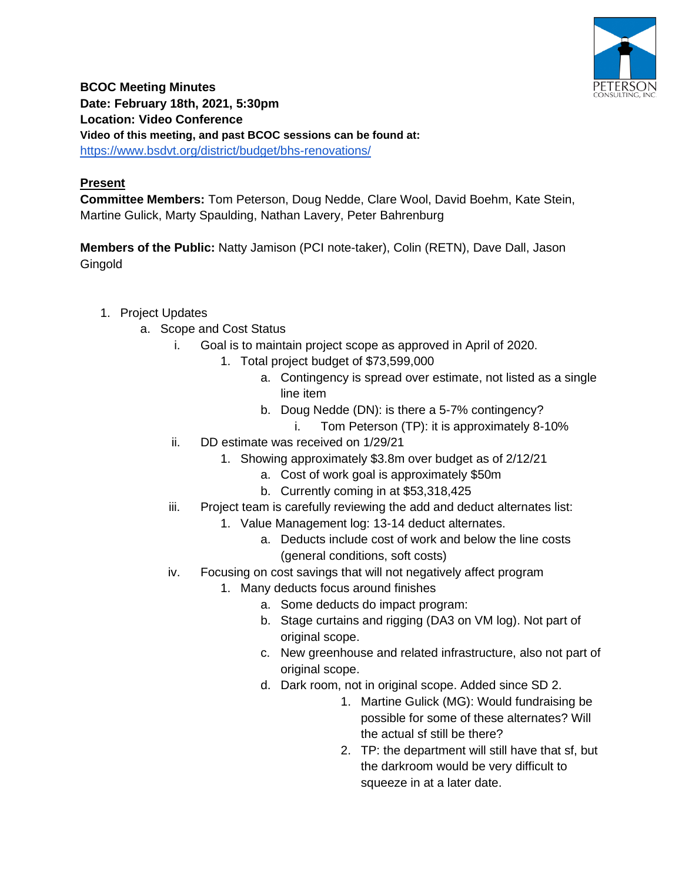**BCOC Meeting Minutes**
**Date: February 18th, 2021, 5:30pm**
**Location: Video Conference**
**Video of this meeting, and past BCOC sessions can be found at:**
https://www.bsdvt.org/district/budget/bhs-renovations/

**Present**

**Committee Members:** Tom Peterson, Doug Nedde, Clare Wool, David Boehm, Kate Stein, Martine Gulick, Marty Spaulding, Nathan Lavery, Peter Bahrenburg

**Members of the Public:** Natty Jamison (PCI note-taker), Colin (RETN), Dave Dall, Jason Gingold

1. Project Updates
    a. Scope and Cost Status
        i. Goal is to maintain project scope as approved in April of 2020.
            1. Total project budget of $73,599,000
                a. Contingency is spread over estimate, not listed as a single line item
                b. Doug Nedde (DN): is there a 5-7% contingency?
                    i. Tom Peterson (TP): it is approximately 8-10%
        ii. DD estimate was received on 1/29/21
            1. Showing approximately $3.8m over budget as of 2/12/21
                a. Cost of work goal is approximately $50m
                b. Currently coming in at $53,318,425
        iii. Project team is carefully reviewing the add and deduct alternates list:
            1. Value Management log: 13-14 deduct alternates.
                a. Deducts include cost of work and below the line costs (general conditions, soft costs)
        iv. Focusing on cost savings that will not negatively affect program
            1. Many deducts focus around finishes
                a. Some deducts do impact program:
                b. Stage curtains and rigging (DA3 on VM log). Not part of original scope.
                c. New greenhouse and related infrastructure, also not part of original scope.
                d. Dark room, not in original scope. Added since SD 2.
                    1. Martine Gulick (MG): Would fundraising be possible for some of these alternates? Will the actual sf still be there?
                    2. TP: the department will still have that sf, but the darkroom would be very difficult to squeeze in at a later date.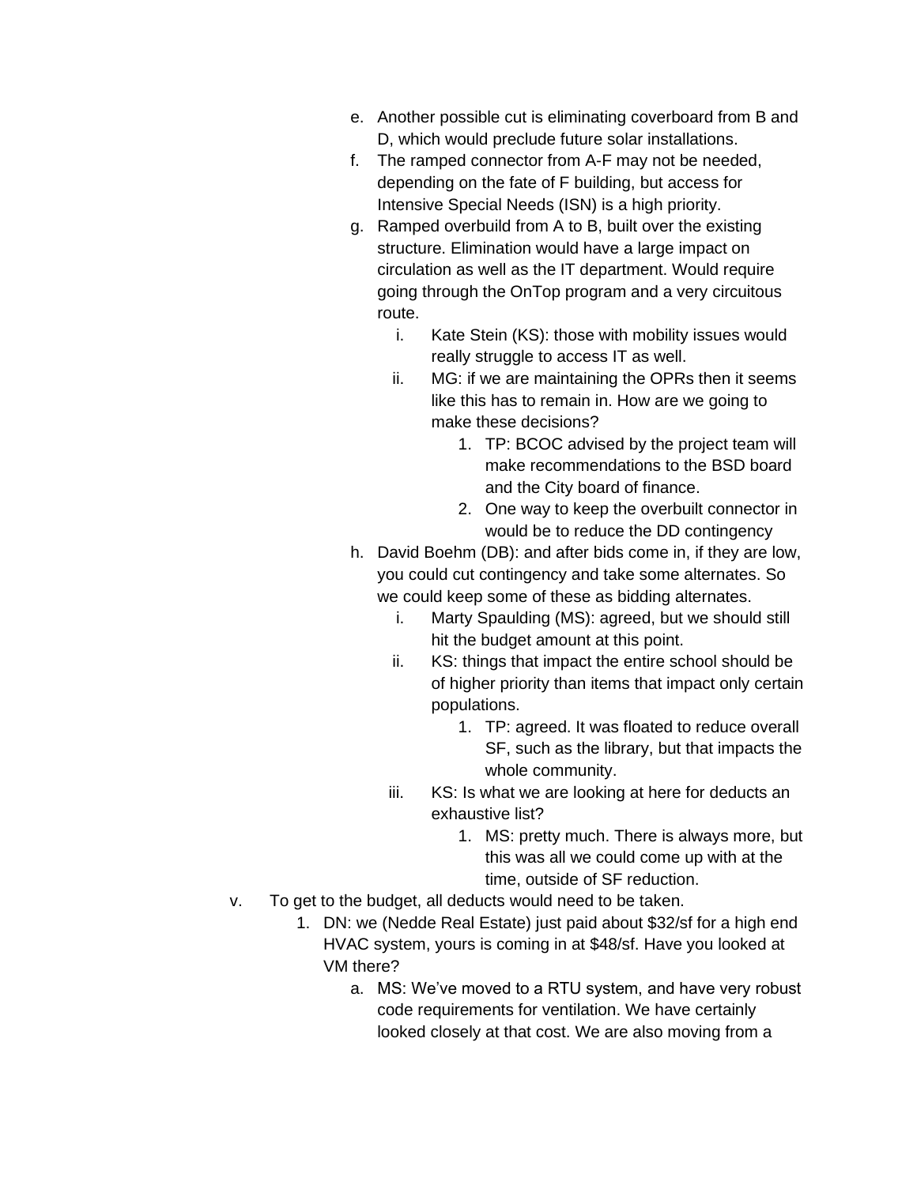e. Another possible cut is eliminating coverboard from B and D, which would preclude future solar installations.

f. The ramped connector from A-F may not be needed, depending on the fate of F building, but access for Intensive Special Needs (ISN) is a high priority.

g. Ramped overbuild from A to B, built over the existing structure. Elimination would have a large impact on circulation as well as the IT department. Would require going through the OnTop program and a very circuitous route.

   i. Kate Stein (KS): those with mobility issues would really struggle to access IT as well.

   ii. MG: if we are maintaining the OPRs then it seems like this has to remain in. How are we going to make these decisions?

      1. TP: BCOC advised by the project team will make recommendations to the BSD board and the City board of finance.

      2. One way to keep the overbuilt connector in would be to reduce the DD contingency

h. David Boehm (DB): and after bids come in, if they are low, you could cut contingency and take some alternates. So we could keep some of these as bidding alternates.

   i. Marty Spaulding (MS): agreed, but we should still hit the budget amount at this point.

   ii. KS: things that impact the entire school should be of higher priority than items that impact only certain populations.

      1. TP: agreed. It was floated to reduce overall SF, such as the library, but that impacts the whole community.

   iii. KS: Is what we are looking at here for deducts an exhaustive list?

      1. MS: pretty much. There is always more, but this was all we could come up with at the time, outside of SF reduction.

v. To get to the budget, all deducts would need to be taken.

   1. DN: we (Nedde Real Estate) just paid about $32/sf for a high end HVAC system, yours is coming in at $48/sf. Have you looked at VM there?

      a. MS: We've moved to a RTU system, and have very robust code requirements for ventilation. We have certainly looked closely at that cost. We are also moving from a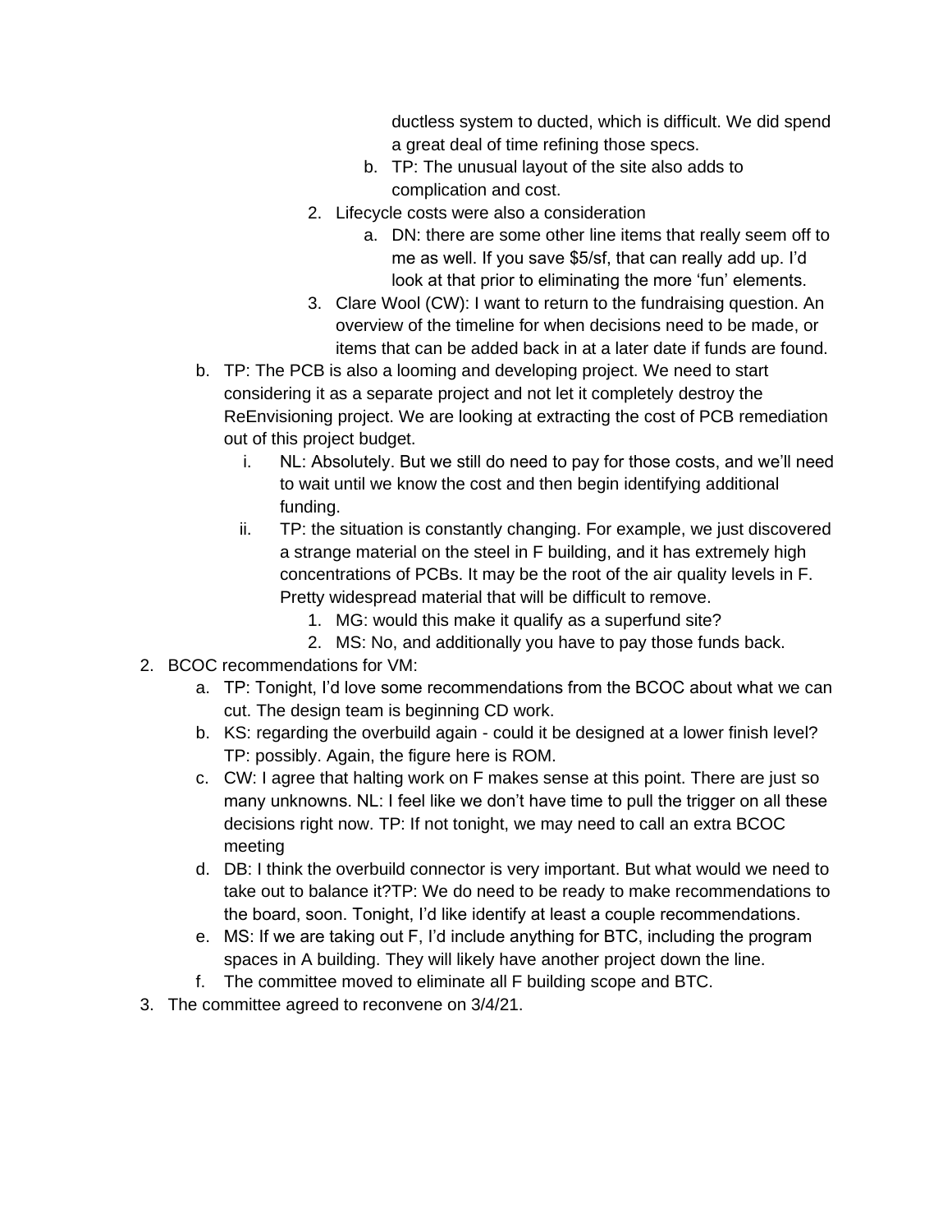ductless system to ducted, which is difficult. We did spend a great deal of time refining those specs.

    b. TP: The unusual layout of the site also adds to complication and cost.

   2. Lifecycle costs were also a consideration
      a. DN: there are some other line items that really seem off to me as well. If you save $5/sf, that can really add up. I'd look at that prior to eliminating the more 'fun' elements.
   3. Clare Wool (CW): I want to return to the fundraising question. An overview of the timeline for when decisions need to be made, or items that can be added back in at a later date if funds are found.

b. TP: The PCB is also a looming and developing project. We need to start considering it as a separate project and not let it completely destroy the ReEnvisioning project. We are looking at extracting the cost of PCB remediation out of this project budget.
   i. NL: Absolutely. But we still do need to pay for those costs, and we'll need to wait until we know the cost and then begin identifying additional funding.
   ii. TP: the situation is constantly changing. For example, we just discovered a strange material on the steel in F building, and it has extremely high concentrations of PCBs. It may be the root of the air quality levels in F. Pretty widespread material that will be difficult to remove.
      1. MG: would this make it qualify as a superfund site?
      2. MS: No, and additionally you have to pay those funds back.

2. BCOC recommendations for VM:
   a. TP: Tonight, I'd love some recommendations from the BCOC about what we can cut. The design team is beginning CD work.
   b. KS: regarding the overbuild again - could it be designed at a lower finish level? TP: possibly. Again, the figure here is ROM.
   c. CW: I agree that halting work on F makes sense at this point. There are just so many unknowns. NL: I feel like we don't have time to pull the trigger on all these decisions right now. TP: If not tonight, we may need to call an extra BCOC meeting
   d. DB: I think the overbuild connector is very important. But what would we need to take out to balance it?TP: We do need to be ready to make recommendations to the board, soon. Tonight, I'd like identify at least a couple recommendations.
   e. MS: If we are taking out F, I'd include anything for BTC, including the program spaces in A building. They will likely have another project down the line.
   f. The committee moved to eliminate all F building scope and BTC.
3. The committee agreed to reconvene on 3/4/21.